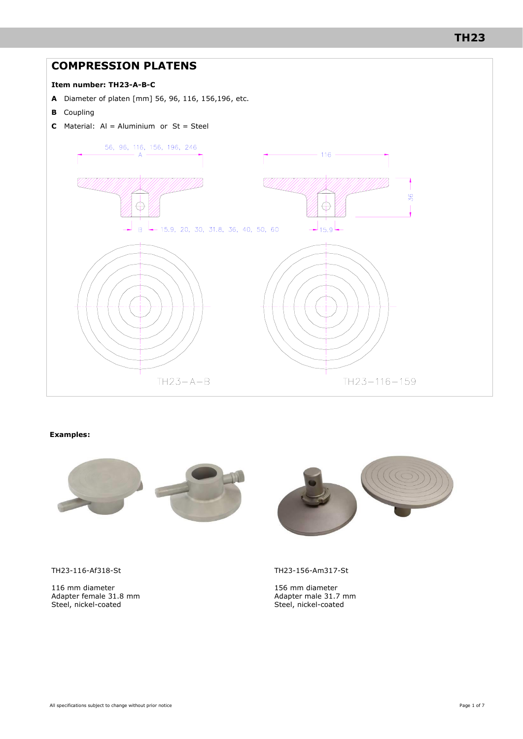## COMPRESSION PLATENS

**Item number: TH23-A-B-C**

**A** Diameter of platen [mm] 56, 96, 116, 156,196, etc.

**B** Coupling

**C** Material: Al = Aluminium or St = Steel

**Examples:**

TH23-116-Af318-St

116 mm diameter
Adapter female 31.8 mm
Steel, nickel-coated

TH23-156-Am317-St

156 mm diameter
Adapter male 31.7 mm
Steel, nickel-coated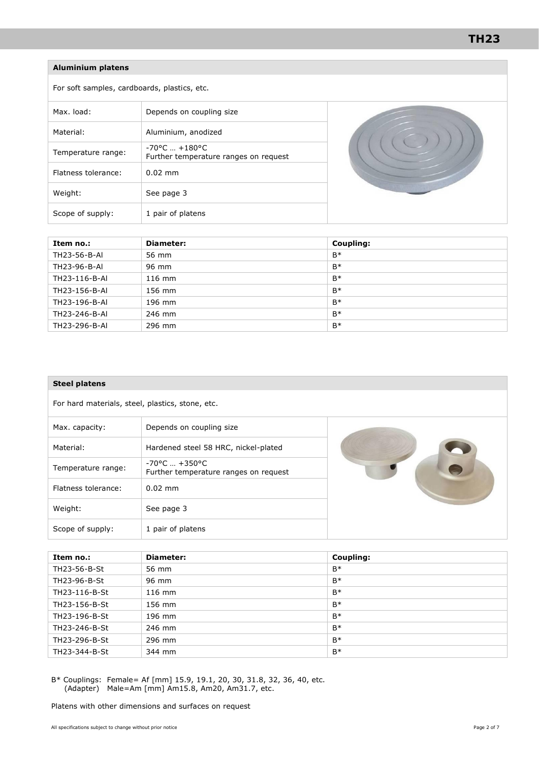## Aluminium platens

For soft samples, cardboards, plastics, etc.

| | |
|---|---|
| Max. load: | Depends on coupling size |
| Material: | Aluminium, anodized |
| Temperature range: | -70°C … +180°C<br>Further temperature ranges on request |
| Flatness tolerance: | 0.02 mm |
| Weight: | See page 3 |
| Scope of supply: | 1 pair of platens |

| Item no.: | Diameter: | Coupling: |
|---|---|---|
| TH23-56-B-Al | 56 mm | B* |
| TH23-96-B-Al | 96 mm | B* |
| TH23-116-B-Al | 116 mm | B* |
| TH23-156-B-Al | 156 mm | B* |
| TH23-196-B-Al | 196 mm | B* |
| TH23-246-B-Al | 246 mm | B* |
| TH23-296-B-Al | 296 mm | B* |

## Steel platens

For hard materials, steel, plastics, stone, etc.

| | |
|---|---|
| Max. capacity: | Depends on coupling size |
| Material: | Hardened steel 58 HRC, nickel-plated |
| Temperature range: | -70°C … +350°C<br>Further temperature ranges on request |
| Flatness tolerance: | 0.02 mm |
| Weight: | See page 3 |
| Scope of supply: | 1 pair of platens |

| Item no.: | Diameter: | Coupling: |
|---|---|---|
| TH23-56-B-St | 56 mm | B* |
| TH23-96-B-St | 96 mm | B* |
| TH23-116-B-St | 116 mm | B* |
| TH23-156-B-St | 156 mm | B* |
| TH23-196-B-St | 196 mm | B* |
| TH23-246-B-St | 246 mm | B* |
| TH23-296-B-St | 296 mm | B* |
| TH23-344-B-St | 344 mm | B* |

B* Couplings: Female= Af [mm] 15.9, 19.1, 20, 30, 31.8, 32, 36, 40, etc.
(Adapter) Male=Am [mm] Am15.8, Am20, Am31.7, etc.

Platens with other dimensions and surfaces on request

All specifications subject to change without prior notice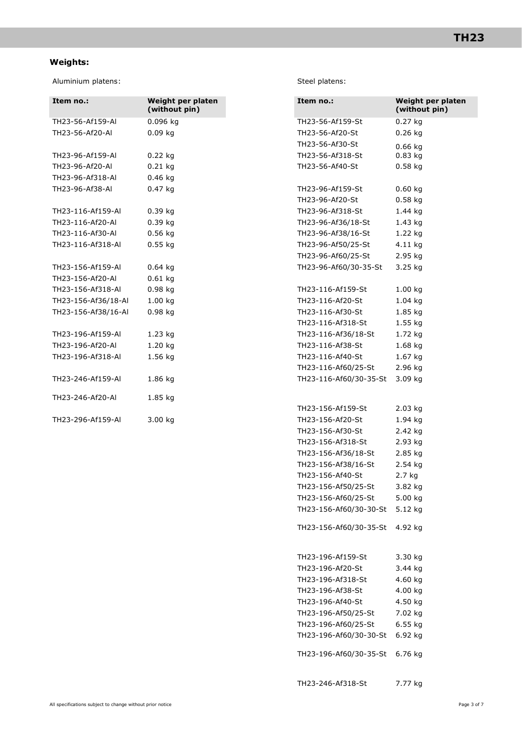## Weights:

Aluminium platens:

| Item no.: | Weight per platen (without pin) |
| --- | --- |
| TH23-56-Af159-Al | 0.096 kg |
| TH23-56-Af20-Al | 0.09 kg |
| TH23-96-Af159-Al | 0.22 kg |
| TH23-96-Af20-Al | 0.21 kg |
| TH23-96-Af318-Al | 0.46 kg |
| TH23-96-Af38-Al | 0.47 kg |
| TH23-116-Af159-Al | 0.39 kg |
| TH23-116-Af20-Al | 0.39 kg |
| TH23-116-Af30-Al | 0.56 kg |
| TH23-116-Af318-Al | 0.55 kg |
| TH23-156-Af159-Al | 0.64 kg |
| TH23-156-Af20-Al | 0.61 kg |
| TH23-156-Af318-Al | 0.98 kg |
| TH23-156-Af36/18-Al | 1.00 kg |
| TH23-156-Af38/16-Al | 0.98 kg |
| TH23-196-Af159-Al | 1.23 kg |
| TH23-196-Af20-Al | 1.20 kg |
| TH23-196-Af318-Al | 1.56 kg |
| TH23-246-Af159-Al | 1.86 kg |
| TH23-246-Af20-Al | 1.85 kg |
| TH23-296-Af159-Al | 3.00 kg |

Steel platens:

| Item no.: | Weight per platen (without pin) |
| --- | --- |
| TH23-56-Af159-St | 0.27 kg |
| TH23-56-Af20-St | 0.26 kg |
| TH23-56-Af30-St | 0.66 kg |
| TH23-56-Af318-St | 0.83 kg |
| TH23-56-Af40-St | 0.58 kg |
| TH23-96-Af159-St | 0.60 kg |
| TH23-96-Af20-St | 0.58 kg |
| TH23-96-Af318-St | 1.44 kg |
| TH23-96-Af36/18-St | 1.43 kg |
| TH23-96-Af38/16-St | 1.22 kg |
| TH23-96-Af50/25-St | 4.11 kg |
| TH23-96-Af60/25-St | 2.95 kg |
| TH23-96-Af60/30-35-St | 3.25 kg |
| TH23-116-Af159-St | 1.00 kg |
| TH23-116-Af20-St | 1.04 kg |
| TH23-116-Af30-St | 1.85 kg |
| TH23-116-Af318-St | 1.55 kg |
| TH23-116-Af36/18-St | 1.72 kg |
| TH23-116-Af38-St | 1.68 kg |
| TH23-116-Af40-St | 1.67 kg |
| TH23-116-Af60/25-St | 2.96 kg |
| TH23-116-Af60/30-35-St | 3.09 kg |
| TH23-156-Af159-St | 2.03 kg |
| TH23-156-Af20-St | 1.94 kg |
| TH23-156-Af30-St | 2.42 kg |
| TH23-156-Af318-St | 2.93 kg |
| TH23-156-Af36/18-St | 2.85 kg |
| TH23-156-Af38/16-St | 2.54 kg |
| TH23-156-Af40-St | 2.7 kg |
| TH23-156-Af50/25-St | 3.82 kg |
| TH23-156-Af60/25-St | 5.00 kg |
| TH23-156-Af60/30-30-St | 5.12 kg |
| TH23-156-Af60/30-35-St | 4.92 kg |
| TH23-196-Af159-St | 3.30 kg |
| TH23-196-Af20-St | 3.44 kg |
| TH23-196-Af318-St | 4.60 kg |
| TH23-196-Af38-St | 4.00 kg |
| TH23-196-Af40-St | 4.50 kg |
| TH23-196-Af50/25-St | 7.02 kg |
| TH23-196-Af60/25-St | 6.55 kg |
| TH23-196-Af60/30-30-St | 6.92 kg |
| TH23-196-Af60/30-35-St | 6.76 kg |
| TH23-246-Af318-St | 7.77 kg |

All specifications subject to change without prior notice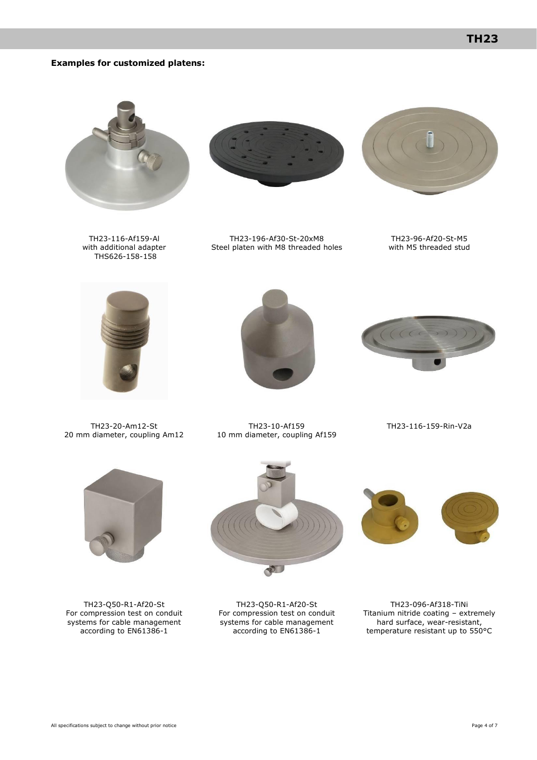**Examples for customized platens:**

TH23-116-Af159-Al
with additional adapter
THS626-158-158

TH23-196-Af30-St-20xM8
Steel platen with M8 threaded holes

TH23-96-Af20-St-M5
with M5 threaded stud

TH23-20-Am12-St
20 mm diameter, coupling Am12

TH23-10-Af159
10 mm diameter, coupling Af159

TH23-116-159-Rin-V2a

TH23-Q50-R1-Af20-St
For compression test on conduit systems for cable management according to EN61386-1

TH23-Q50-R1-Af20-St
For compression test on conduit systems for cable management according to EN61386-1

TH23-096-Af318-TiNi
Titanium nitride coating – extremely hard surface, wear-resistant, temperature resistant up to 550°C

All specifications subject to change without prior notice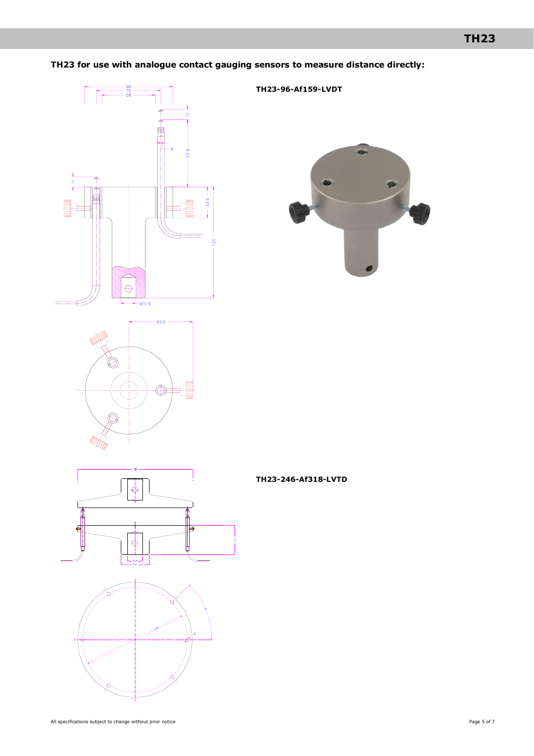**TH23 for use with analogue contact gauging sensors to measure distance directly:**

**TH23-96-Af159-LVDT**

**TH23-246-Af318-LVTD**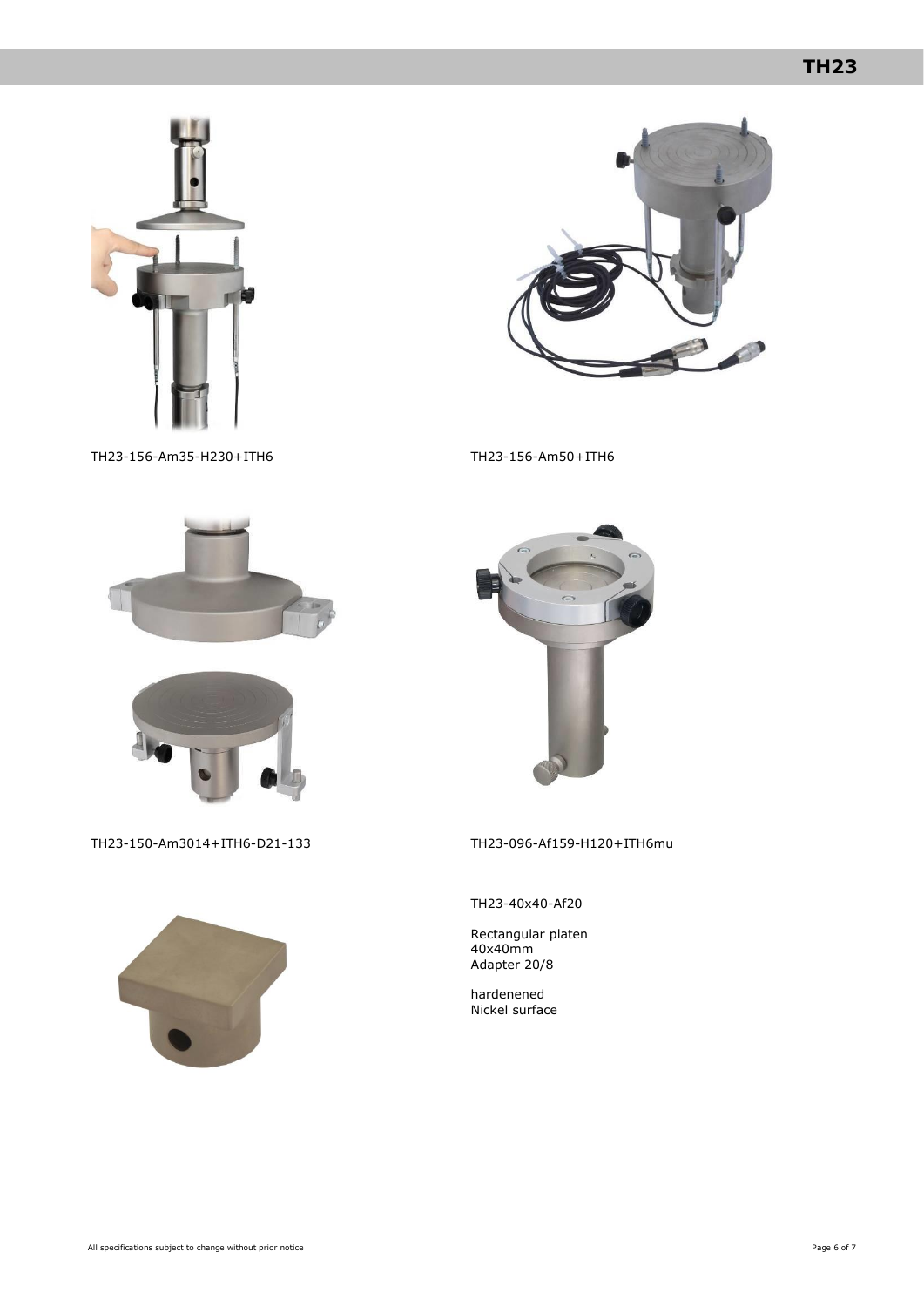TH23-156-Am35-H230+ITH6

TH23-156-Am50+ITH6

TH23-150-Am3014+ITH6-D21-133

TH23-096-Af159-H120+ITH6mu

TH23-40x40-Af20

Rectangular platen
40x40mm
Adapter 20/8

hardenened
Nickel surface

All specifications subject to change without prior notice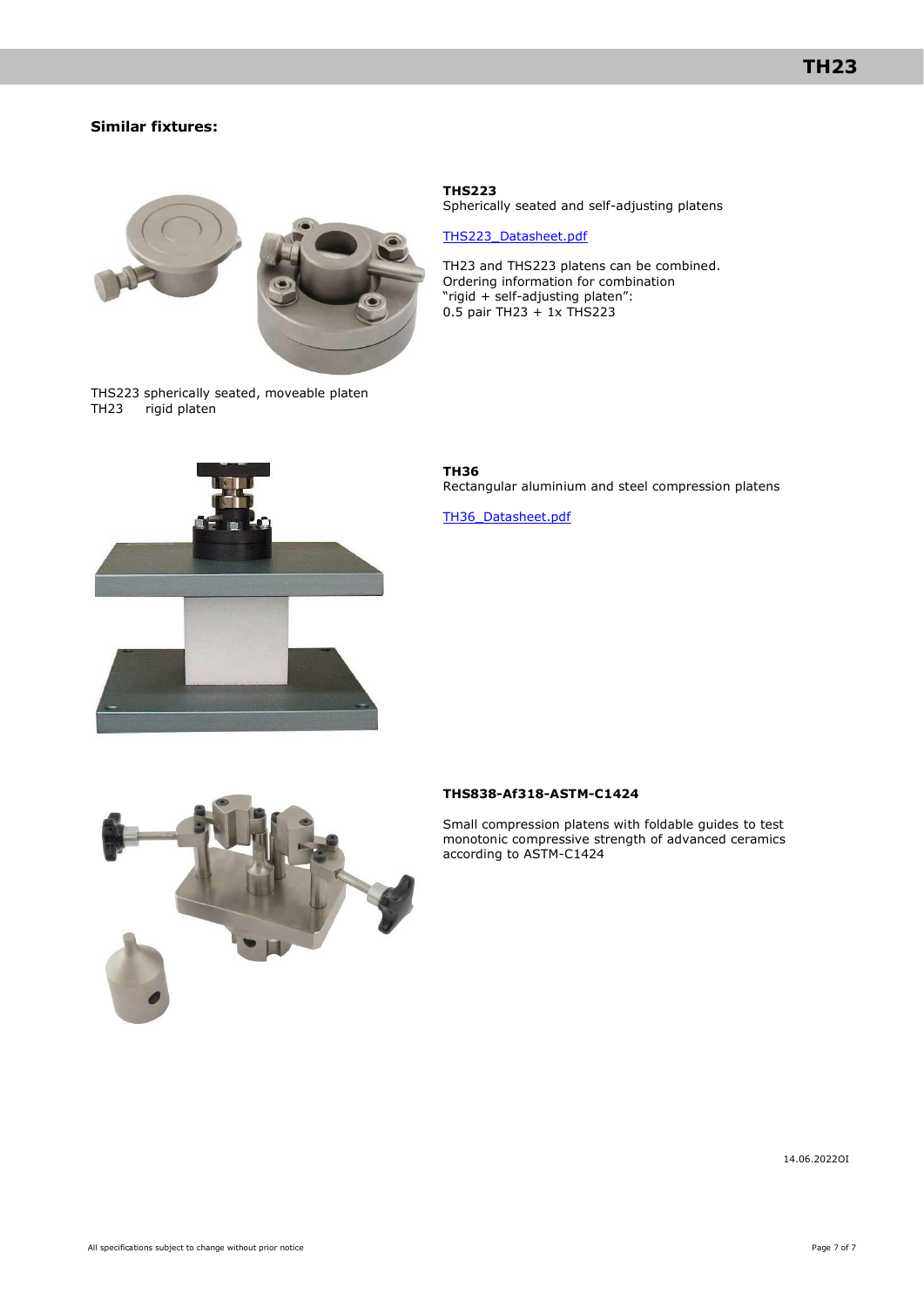**Similar fixtures:**

THS223 spherically seated, moveable platen
TH23 rigid platen

**THS223**
Spherically seated and self-adjusting platens

THS223_Datasheet.pdf

TH23 and THS223 platens can be combined.
Ordering information for combination
"rigid + self-adjusting platen":
0.5 pair TH23 + 1x THS223

**TH36**
Rectangular aluminium and steel compression platens

TH36_Datasheet.pdf

**THS838-Af318-ASTM-C1424**

Small compression platens with foldable guides to test monotonic compressive strength of advanced ceramics according to ASTM-C1424

14.06.2022OI

All specifications subject to change without prior notice